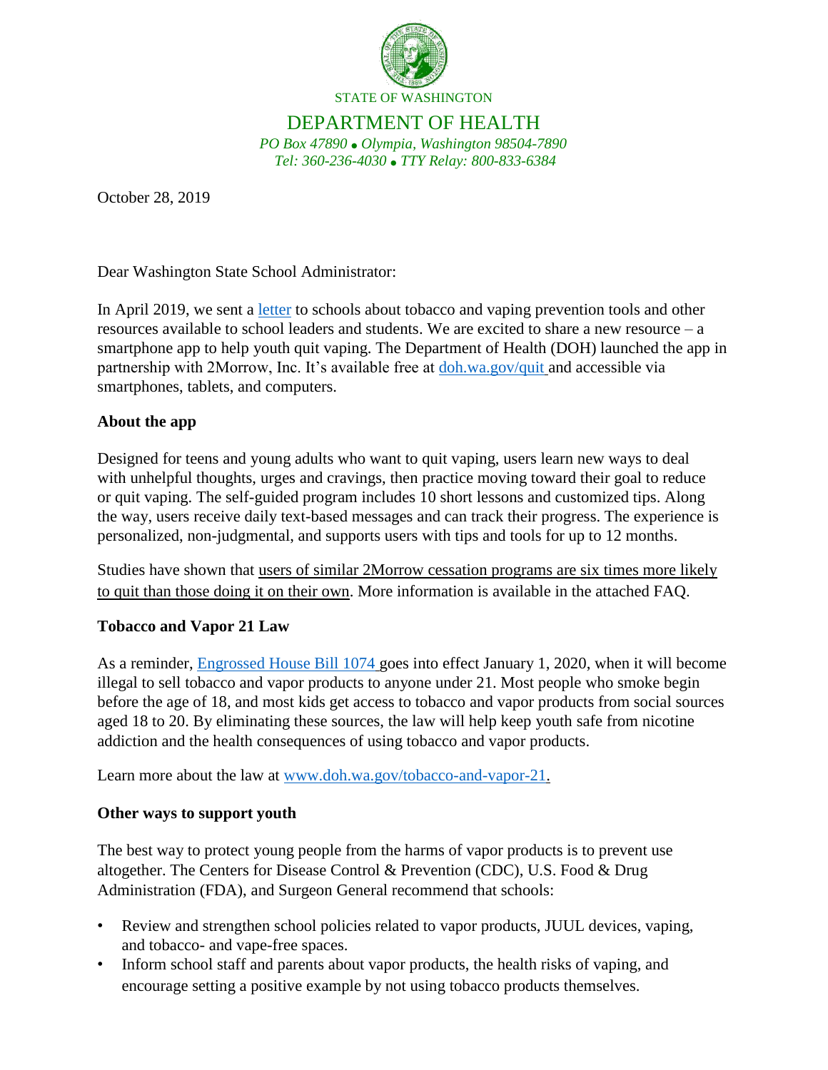STATE OF WASHINGTON

# DEPARTMENT OF HEALTH

*PO Box 47890 • Olympia, Washington 98504-7890*
*Tel: 360-236-4030 • TTY Relay: 800-833-6384*

October 28, 2019

Dear Washington State School Administrator:

In April 2019, we sent a letter to schools about tobacco and vaping prevention tools and other resources available to school leaders and students. We are excited to share a new resource – a smartphone app to help youth quit vaping. The Department of Health (DOH) launched the app in partnership with 2Morrow, Inc. It's available free at doh.wa.gov/quit and accessible via smartphones, tablets, and computers.

**About the app**

Designed for teens and young adults who want to quit vaping, users learn new ways to deal with unhelpful thoughts, urges and cravings, then practice moving toward their goal to reduce or quit vaping. The self-guided program includes 10 short lessons and customized tips. Along the way, users receive daily text-based messages and can track their progress. The experience is personalized, non-judgmental, and supports users with tips and tools for up to 12 months.

Studies have shown that users of similar 2Morrow cessation programs are six times more likely to quit than those doing it on their own. More information is available in the attached FAQ.

**Tobacco and Vapor 21 Law**

As a reminder, Engrossed House Bill 1074 goes into effect January 1, 2020, when it will become illegal to sell tobacco and vapor products to anyone under 21. Most people who smoke begin before the age of 18, and most kids get access to tobacco and vapor products from social sources aged 18 to 20. By eliminating these sources, the law will help keep youth safe from nicotine addiction and the health consequences of using tobacco and vapor products.

Learn more about the law at www.doh.wa.gov/tobacco-and-vapor-21.

**Other ways to support youth**

The best way to protect young people from the harms of vapor products is to prevent use altogether. The Centers for Disease Control & Prevention (CDC), U.S. Food & Drug Administration (FDA), and Surgeon General recommend that schools:

- Review and strengthen school policies related to vapor products, JUUL devices, vaping, and tobacco- and vape-free spaces.
- Inform school staff and parents about vapor products, the health risks of vaping, and encourage setting a positive example by not using tobacco products themselves.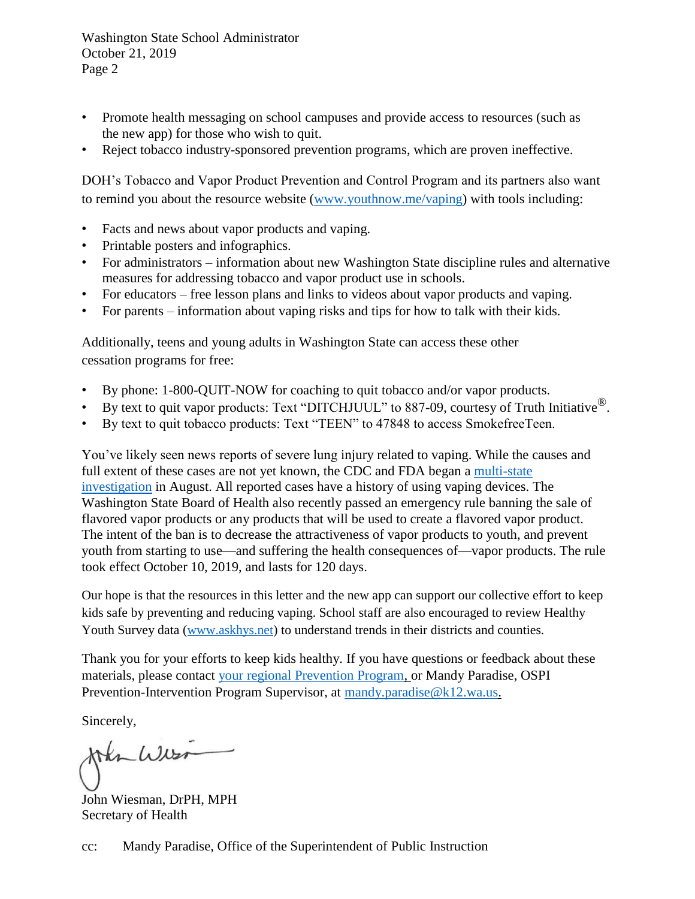- Promote health messaging on school campuses and provide access to resources (such as the new app) for those who wish to quit.
- Reject tobacco industry-sponsored prevention programs, which are proven ineffective.

DOH's Tobacco and Vapor Product Prevention and Control Program and its partners also want to remind you about the resource website (www.youthnow.me/vaping) with tools including:

- Facts and news about vapor products and vaping.
- Printable posters and infographics.
- For administrators – information about new Washington State discipline rules and alternative measures for addressing tobacco and vapor product use in schools.
- For educators – free lesson plans and links to videos about vapor products and vaping.
- For parents – information about vaping risks and tips for how to talk with their kids.

Additionally, teens and young adults in Washington State can access these other cessation programs for free:

- By phone: 1-800-QUIT-NOW for coaching to quit tobacco and/or vapor products.
- By text to quit vapor products: Text "DITCHJUUL" to 887-09, courtesy of Truth Initiative®.
- By text to quit tobacco products: Text "TEEN" to 47848 to access SmokefreeTeen.

You've likely seen news reports of severe lung injury related to vaping. While the causes and full extent of these cases are not yet known, the CDC and FDA began a multi-state investigation in August. All reported cases have a history of using vaping devices. The Washington State Board of Health also recently passed an emergency rule banning the sale of flavored vapor products or any products that will be used to create a flavored vapor product. The intent of the ban is to decrease the attractiveness of vapor products to youth, and prevent youth from starting to use—and suffering the health consequences of—vapor products. The rule took effect October 10, 2019, and lasts for 120 days.

Our hope is that the resources in this letter and the new app can support our collective effort to keep kids safe by preventing and reducing vaping. School staff are also encouraged to review Healthy Youth Survey data (www.askhys.net) to understand trends in their districts and counties.

Thank you for your efforts to keep kids healthy. If you have questions or feedback about these materials, please contact your regional Prevention Program, or Mandy Paradise, OSPI Prevention-Intervention Program Supervisor, at mandy.paradise@k12.wa.us.

Sincerely,

John Wiesman, DrPH, MPH
Secretary of Health

cc: Mandy Paradise, Office of the Superintendent of Public Instruction